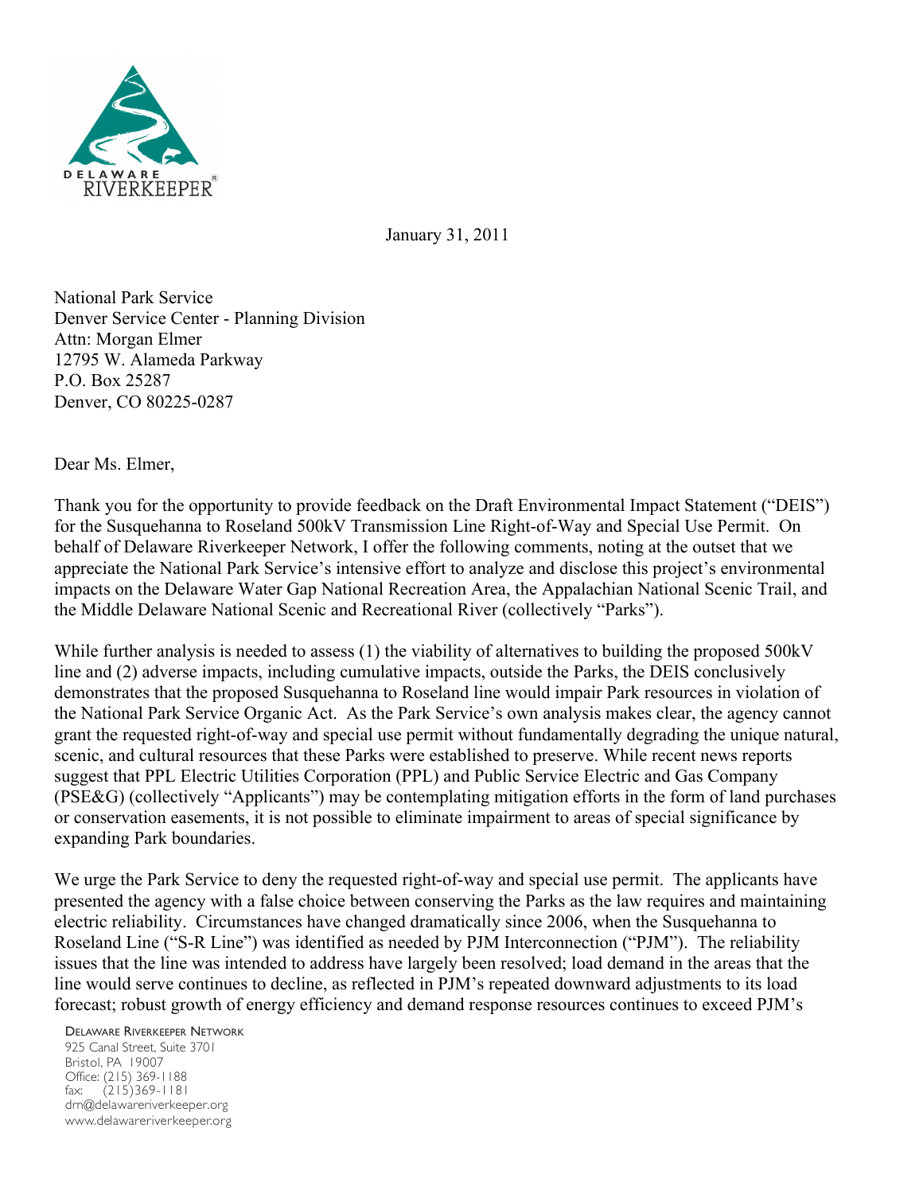DELAWARE RIVERKEEPER®

January 31, 2011

National Park Service
Denver Service Center - Planning Division
Attn: Morgan Elmer
12795 W. Alameda Parkway
P.O. Box 25287
Denver, CO 80225-0287

Dear Ms. Elmer,

Thank you for the opportunity to provide feedback on the Draft Environmental Impact Statement ("DEIS") for the Susquehanna to Roseland 500kV Transmission Line Right-of-Way and Special Use Permit. On behalf of Delaware Riverkeeper Network, I offer the following comments, noting at the outset that we appreciate the National Park Service's intensive effort to analyze and disclose this project's environmental impacts on the Delaware Water Gap National Recreation Area, the Appalachian National Scenic Trail, and the Middle Delaware National Scenic and Recreational River (collectively "Parks").

While further analysis is needed to assess (1) the viability of alternatives to building the proposed 500kV line and (2) adverse impacts, including cumulative impacts, outside the Parks, the DEIS conclusively demonstrates that the proposed Susquehanna to Roseland line would impair Park resources in violation of the National Park Service Organic Act. As the Park Service's own analysis makes clear, the agency cannot grant the requested right-of-way and special use permit without fundamentally degrading the unique natural, scenic, and cultural resources that these Parks were established to preserve. While recent news reports suggest that PPL Electric Utilities Corporation (PPL) and Public Service Electric and Gas Company (PSE&G) (collectively "Applicants") may be contemplating mitigation efforts in the form of land purchases or conservation easements, it is not possible to eliminate impairment to areas of special significance by expanding Park boundaries.

We urge the Park Service to deny the requested right-of-way and special use permit. The applicants have presented the agency with a false choice between conserving the Parks as the law requires and maintaining electric reliability. Circumstances have changed dramatically since 2006, when the Susquehanna to Roseland Line ("S-R Line") was identified as needed by PJM Interconnection ("PJM"). The reliability issues that the line was intended to address have largely been resolved; load demand in the areas that the line would serve continues to decline, as reflected in PJM's repeated downward adjustments to its load forecast; robust growth of energy efficiency and demand response resources continues to exceed PJM's

DELAWARE RIVERKEEPER NETWORK
925 Canal Street, Suite 3701
Bristol, PA 19007
Office: (215) 369-1188
fax: (215)369-1181
drn@delawareriverkeeper.org
www.delawareriverkeeper.org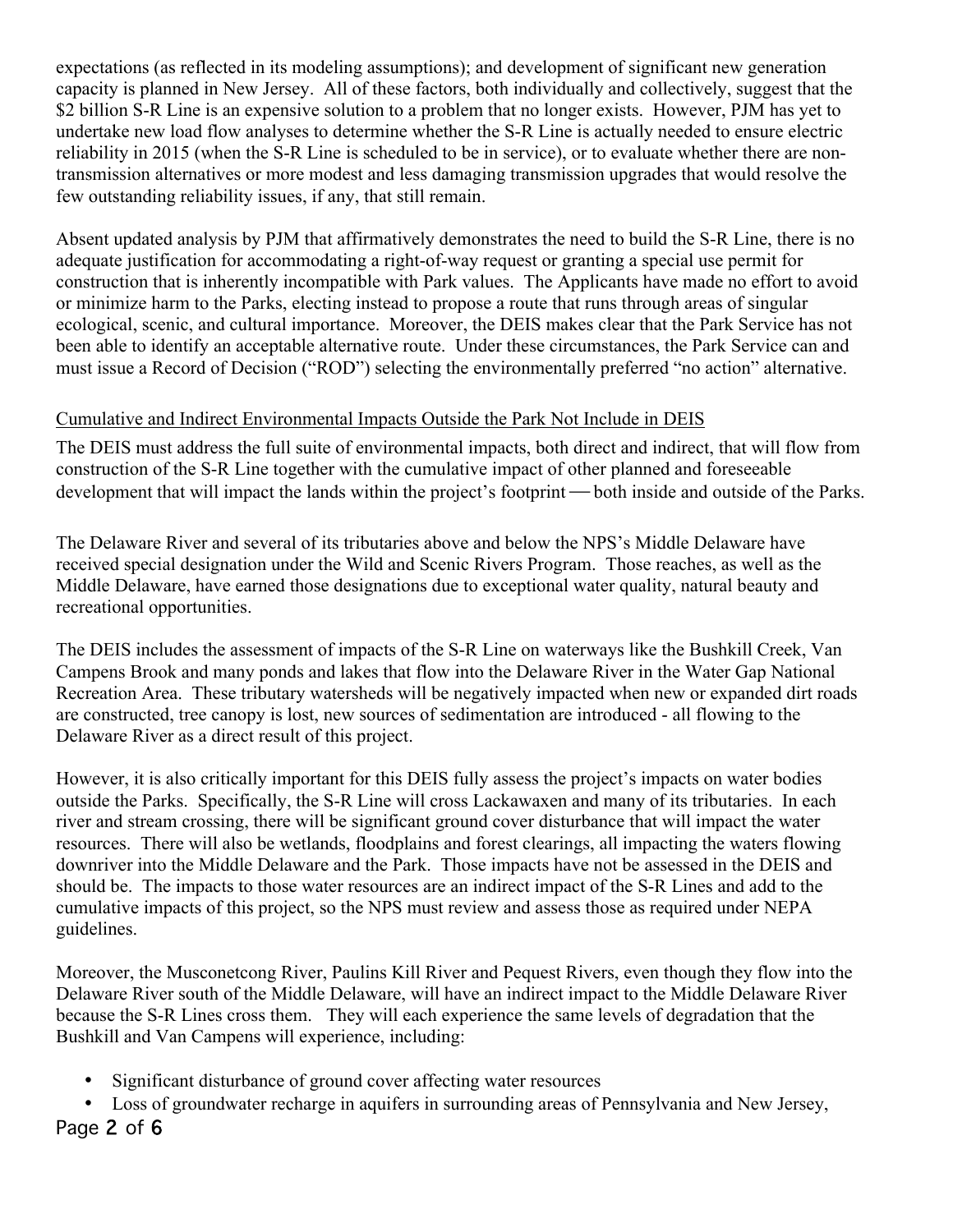expectations (as reflected in its modeling assumptions); and development of significant new generation capacity is planned in New Jersey. All of these factors, both individually and collectively, suggest that the $2 billion S-R Line is an expensive solution to a problem that no longer exists. However, PJM has yet to undertake new load flow analyses to determine whether the S-R Line is actually needed to ensure electric reliability in 2015 (when the S-R Line is scheduled to be in service), or to evaluate whether there are non-transmission alternatives or more modest and less damaging transmission upgrades that would resolve the few outstanding reliability issues, if any, that still remain.

Absent updated analysis by PJM that affirmatively demonstrates the need to build the S-R Line, there is no adequate justification for accommodating a right-of-way request or granting a special use permit for construction that is inherently incompatible with Park values. The Applicants have made no effort to avoid or minimize harm to the Parks, electing instead to propose a route that runs through areas of singular ecological, scenic, and cultural importance. Moreover, the DEIS makes clear that the Park Service has not been able to identify an acceptable alternative route. Under these circumstances, the Park Service can and must issue a Record of Decision ("ROD") selecting the environmentally preferred "no action" alternative.

<u>Cumulative and Indirect Environmental Impacts Outside the Park Not Include in DEIS</u>

The DEIS must address the full suite of environmental impacts, both direct and indirect, that will flow from construction of the S-R Line together with the cumulative impact of other planned and foreseeable development that will impact the lands within the project's footprint — both inside and outside of the Parks.

The Delaware River and several of its tributaries above and below the NPS's Middle Delaware have received special designation under the Wild and Scenic Rivers Program. Those reaches, as well as the Middle Delaware, have earned those designations due to exceptional water quality, natural beauty and recreational opportunities.

The DEIS includes the assessment of impacts of the S-R Line on waterways like the Bushkill Creek, Van Campens Brook and many ponds and lakes that flow into the Delaware River in the Water Gap National Recreation Area. These tributary watersheds will be negatively impacted when new or expanded dirt roads are constructed, tree canopy is lost, new sources of sedimentation are introduced - all flowing to the Delaware River as a direct result of this project.

However, it is also critically important for this DEIS fully assess the project's impacts on water bodies outside the Parks. Specifically, the S-R Line will cross Lackawaxen and many of its tributaries. In each river and stream crossing, there will be significant ground cover disturbance that will impact the water resources. There will also be wetlands, floodplains and forest clearings, all impacting the waters flowing downriver into the Middle Delaware and the Park. Those impacts have not be assessed in the DEIS and should be. The impacts to those water resources are an indirect impact of the S-R Lines and add to the cumulative impacts of this project, so the NPS must review and assess those as required under NEPA guidelines.

Moreover, the Musconetcong River, Paulins Kill River and Pequest Rivers, even though they flow into the Delaware River south of the Middle Delaware, will have an indirect impact to the Middle Delaware River because the S-R Lines cross them. They will each experience the same levels of degradation that the Bushkill and Van Campens will experience, including:

- Significant disturbance of ground cover affecting water resources
- Loss of groundwater recharge in aquifers in surrounding areas of Pennsylvania and New Jersey,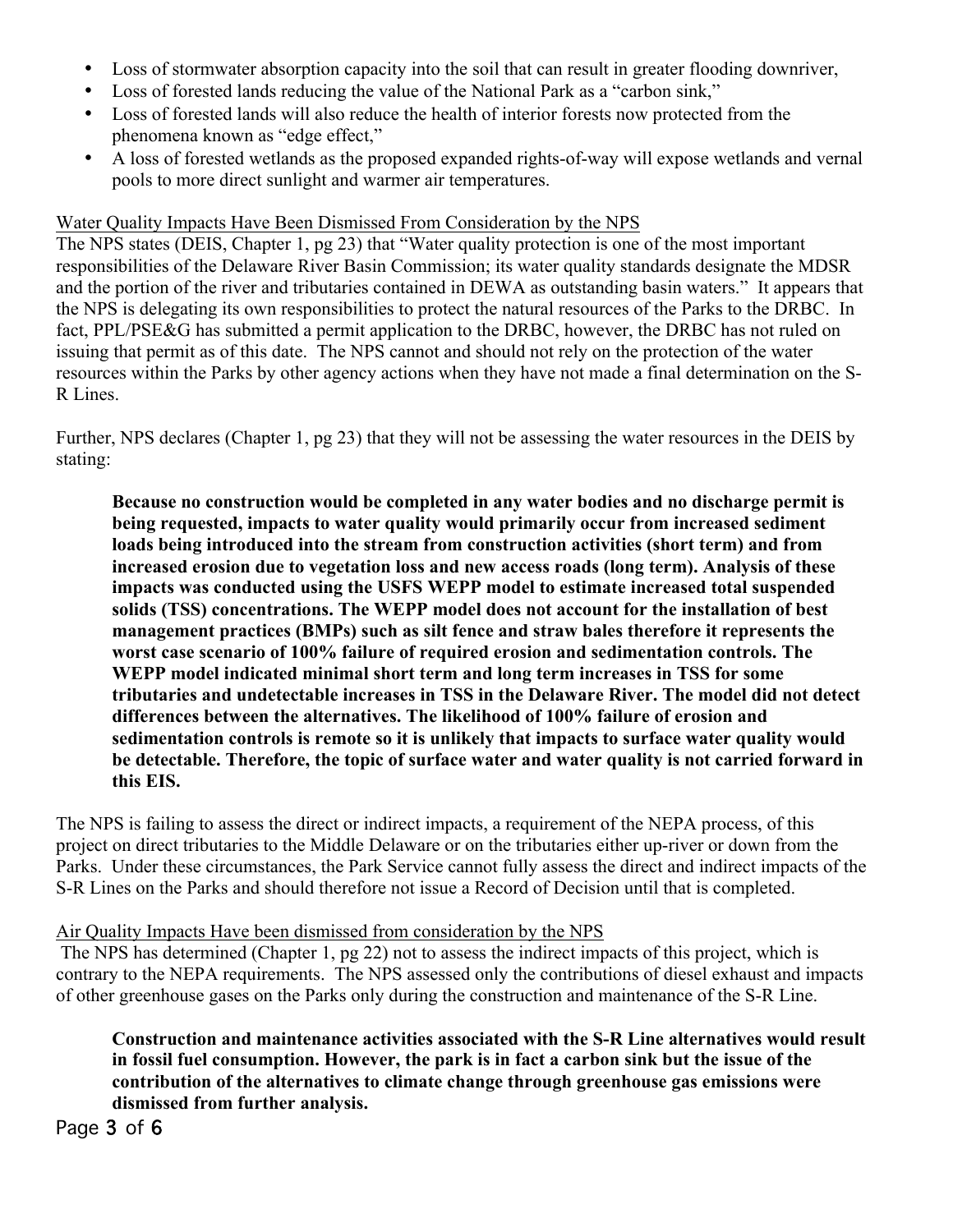- Loss of stormwater absorption capacity into the soil that can result in greater flooding downriver,
- Loss of forested lands reducing the value of the National Park as a "carbon sink,"
- Loss of forested lands will also reduce the health of interior forests now protected from the phenomena known as "edge effect,"
- A loss of forested wetlands as the proposed expanded rights-of-way will expose wetlands and vernal pools to more direct sunlight and warmer air temperatures.

Water Quality Impacts Have Been Dismissed From Consideration by the NPS

The NPS states (DEIS, Chapter 1, pg 23) that "Water quality protection is one of the most important responsibilities of the Delaware River Basin Commission; its water quality standards designate the MDSR and the portion of the river and tributaries contained in DEWA as outstanding basin waters." It appears that the NPS is delegating its own responsibilities to protect the natural resources of the Parks to the DRBC. In fact, PPL/PSE&G has submitted a permit application to the DRBC, however, the DRBC has not ruled on issuing that permit as of this date. The NPS cannot and should not rely on the protection of the water resources within the Parks by other agency actions when they have not made a final determination on the S-R Lines.

Further, NPS declares (Chapter 1, pg 23) that they will not be assessing the water resources in the DEIS by stating:

> **Because no construction would be completed in any water bodies and no discharge permit is being requested, impacts to water quality would primarily occur from increased sediment loads being introduced into the stream from construction activities (short term) and from increased erosion due to vegetation loss and new access roads (long term). Analysis of these impacts was conducted using the USFS WEPP model to estimate increased total suspended solids (TSS) concentrations. The WEPP model does not account for the installation of best management practices (BMPs) such as silt fence and straw bales therefore it represents the worst case scenario of 100% failure of required erosion and sedimentation controls. The WEPP model indicated minimal short term and long term increases in TSS for some tributaries and undetectable increases in TSS in the Delaware River. The model did not detect differences between the alternatives. The likelihood of 100% failure of erosion and sedimentation controls is remote so it is unlikely that impacts to surface water quality would be detectable. Therefore, the topic of surface water and water quality is not carried forward in this EIS.**

The NPS is failing to assess the direct or indirect impacts, a requirement of the NEPA process, of this project on direct tributaries to the Middle Delaware or on the tributaries either up-river or down from the Parks. Under these circumstances, the Park Service cannot fully assess the direct and indirect impacts of the S-R Lines on the Parks and should therefore not issue a Record of Decision until that is completed.

Air Quality Impacts Have been dismissed from consideration by the NPS

The NPS has determined (Chapter 1, pg 22) not to assess the indirect impacts of this project, which is contrary to the NEPA requirements. The NPS assessed only the contributions of diesel exhaust and impacts of other greenhouse gases on the Parks only during the construction and maintenance of the S-R Line.

> **Construction and maintenance activities associated with the S-R Line alternatives would result in fossil fuel consumption. However, the park is in fact a carbon sink but the issue of the contribution of the alternatives to climate change through greenhouse gas emissions were dismissed from further analysis.**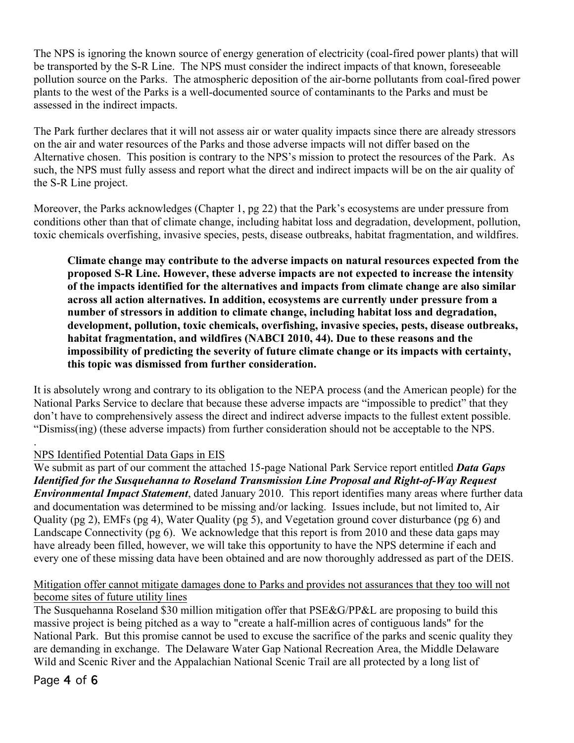The NPS is ignoring the known source of energy generation of electricity (coal-fired power plants) that will be transported by the S-R Line. The NPS must consider the indirect impacts of that known, foreseeable pollution source on the Parks. The atmospheric deposition of the air-borne pollutants from coal-fired power plants to the west of the Parks is a well-documented source of contaminants to the Parks and must be assessed in the indirect impacts.

The Park further declares that it will not assess air or water quality impacts since there are already stressors on the air and water resources of the Parks and those adverse impacts will not differ based on the Alternative chosen. This position is contrary to the NPS's mission to protect the resources of the Park. As such, the NPS must fully assess and report what the direct and indirect impacts will be on the air quality of the S-R Line project.

Moreover, the Parks acknowledges (Chapter 1, pg 22) that the Park's ecosystems are under pressure from conditions other than that of climate change, including habitat loss and degradation, development, pollution, toxic chemicals overfishing, invasive species, pests, disease outbreaks, habitat fragmentation, and wildfires.

> **Climate change may contribute to the adverse impacts on natural resources expected from the proposed S-R Line. However, these adverse impacts are not expected to increase the intensity of the impacts identified for the alternatives and impacts from climate change are also similar across all action alternatives. In addition, ecosystems are currently under pressure from a number of stressors in addition to climate change, including habitat loss and degradation, development, pollution, toxic chemicals, overfishing, invasive species, pests, disease outbreaks, habitat fragmentation, and wildfires (NABCI 2010, 44). Due to these reasons and the impossibility of predicting the severity of future climate change or its impacts with certainty, this topic was dismissed from further consideration.**

It is absolutely wrong and contrary to its obligation to the NEPA process (and the American people) for the National Parks Service to declare that because these adverse impacts are "impossible to predict" that they don't have to comprehensively assess the direct and indirect adverse impacts to the fullest extent possible. "Dismiss(ing) (these adverse impacts) from further consideration should not be acceptable to the NPS.

.

NPS Identified Potential Data Gaps in EIS

We submit as part of our comment the attached 15-page National Park Service report entitled ***Data Gaps Identified for the Susquehanna to Roseland Transmission Line Proposal and Right-of-Way Request Environmental Impact Statement***, dated January 2010. This report identifies many areas where further data and documentation was determined to be missing and/or lacking. Issues include, but not limited to, Air Quality (pg 2), EMFs (pg 4), Water Quality (pg 5), and Vegetation ground cover disturbance (pg 6) and Landscape Connectivity (pg 6). We acknowledge that this report is from 2010 and these data gaps may have already been filled, however, we will take this opportunity to have the NPS determine if each and every one of these missing data have been obtained and are now thoroughly addressed as part of the DEIS.

Mitigation offer cannot mitigate damages done to Parks and provides not assurances that they too will not become sites of future utility lines

The Susquehanna Roseland $30 million mitigation offer that PSE&G/PP&L are proposing to build this massive project is being pitched as a way to "create a half-million acres of contiguous lands" for the National Park. But this promise cannot be used to excuse the sacrifice of the parks and scenic quality they are demanding in exchange. The Delaware Water Gap National Recreation Area, the Middle Delaware Wild and Scenic River and the Appalachian National Scenic Trail are all protected by a long list of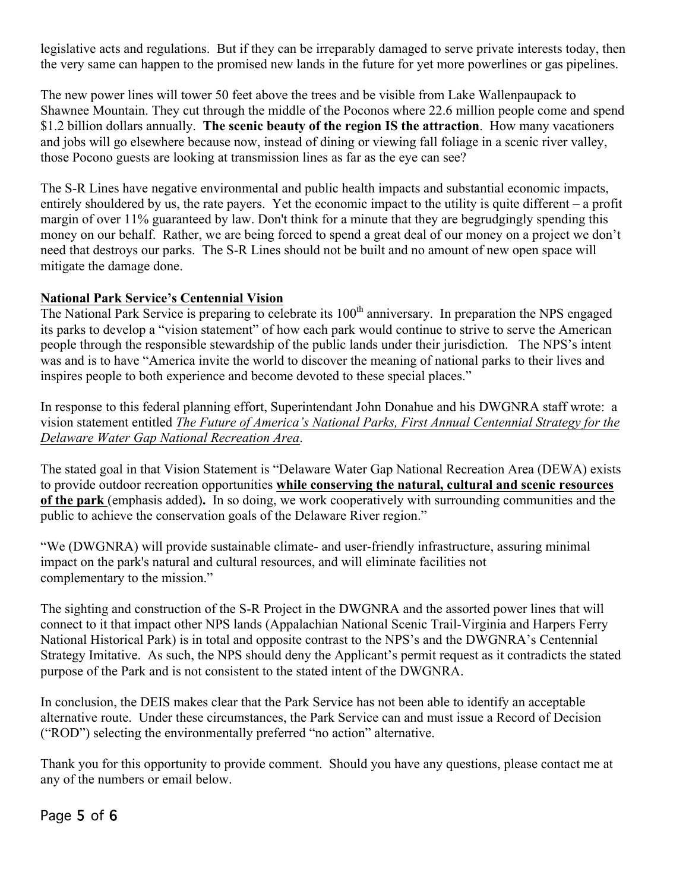legislative acts and regulations. But if they can be irreparably damaged to serve private interests today, then the very same can happen to the promised new lands in the future for yet more powerlines or gas pipelines.

The new power lines will tower 50 feet above the trees and be visible from Lake Wallenpaupack to Shawnee Mountain. They cut through the middle of the Poconos where 22.6 million people come and spend $1.2 billion dollars annually. **The scenic beauty of the region IS the attraction**. How many vacationers and jobs will go elsewhere because now, instead of dining or viewing fall foliage in a scenic river valley, those Pocono guests are looking at transmission lines as far as the eye can see?

The S-R Lines have negative environmental and public health impacts and substantial economic impacts, entirely shouldered by us, the rate payers. Yet the economic impact to the utility is quite different – a profit margin of over 11% guaranteed by law. Don't think for a minute that they are begrudgingly spending this money on our behalf. Rather, we are being forced to spend a great deal of our money on a project we don't need that destroys our parks. The S-R Lines should not be built and no amount of new open space will mitigate the damage done.

**National Park Service's Centennial Vision**

The National Park Service is preparing to celebrate its 100th anniversary. In preparation the NPS engaged its parks to develop a "vision statement" of how each park would continue to strive to serve the American people through the responsible stewardship of the public lands under their jurisdiction. The NPS's intent was and is to have "America invite the world to discover the meaning of national parks to their lives and inspires people to both experience and become devoted to these special places."

In response to this federal planning effort, Superintendant John Donahue and his DWGNRA staff wrote: a vision statement entitled *The Future of America's National Parks, First Annual Centennial Strategy for the Delaware Water Gap National Recreation Area*.

The stated goal in that Vision Statement is "Delaware Water Gap National Recreation Area (DEWA) exists to provide outdoor recreation opportunities **while conserving the natural, cultural and scenic resources of the park** (emphasis added)**.** In so doing, we work cooperatively with surrounding communities and the public to achieve the conservation goals of the Delaware River region."

"We (DWGNRA) will provide sustainable climate- and user-friendly infrastructure, assuring minimal impact on the park's natural and cultural resources, and will eliminate facilities not complementary to the mission."

The sighting and construction of the S-R Project in the DWGNRA and the assorted power lines that will connect to it that impact other NPS lands (Appalachian National Scenic Trail-Virginia and Harpers Ferry National Historical Park) is in total and opposite contrast to the NPS's and the DWGNRA's Centennial Strategy Imitative. As such, the NPS should deny the Applicant's permit request as it contradicts the stated purpose of the Park and is not consistent to the stated intent of the DWGNRA.

In conclusion, the DEIS makes clear that the Park Service has not been able to identify an acceptable alternative route. Under these circumstances, the Park Service can and must issue a Record of Decision ("ROD") selecting the environmentally preferred "no action" alternative.

Thank you for this opportunity to provide comment. Should you have any questions, please contact me at any of the numbers or email below.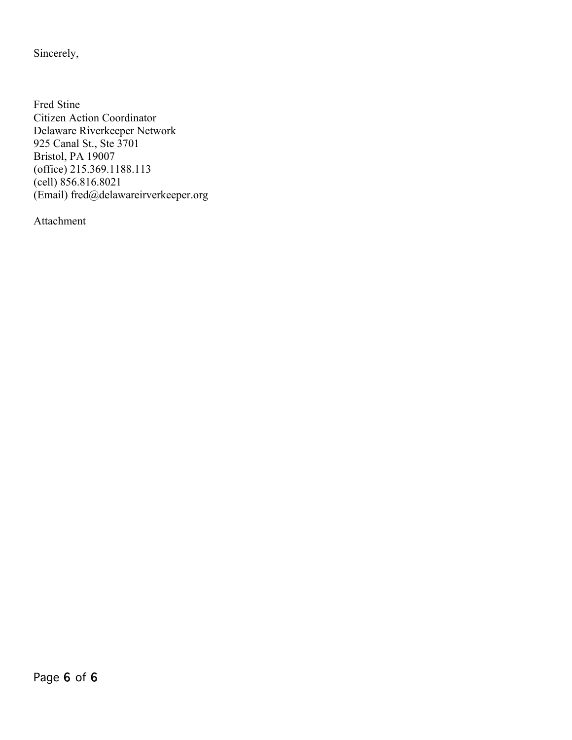Sincerely,

Fred Stine
Citizen Action Coordinator
Delaware Riverkeeper Network
925 Canal St., Ste 3701
Bristol, PA 19007
(office) 215.369.1188.113
(cell) 856.816.8021
(Email) fred@delawareirverkeeper.org

Attachment